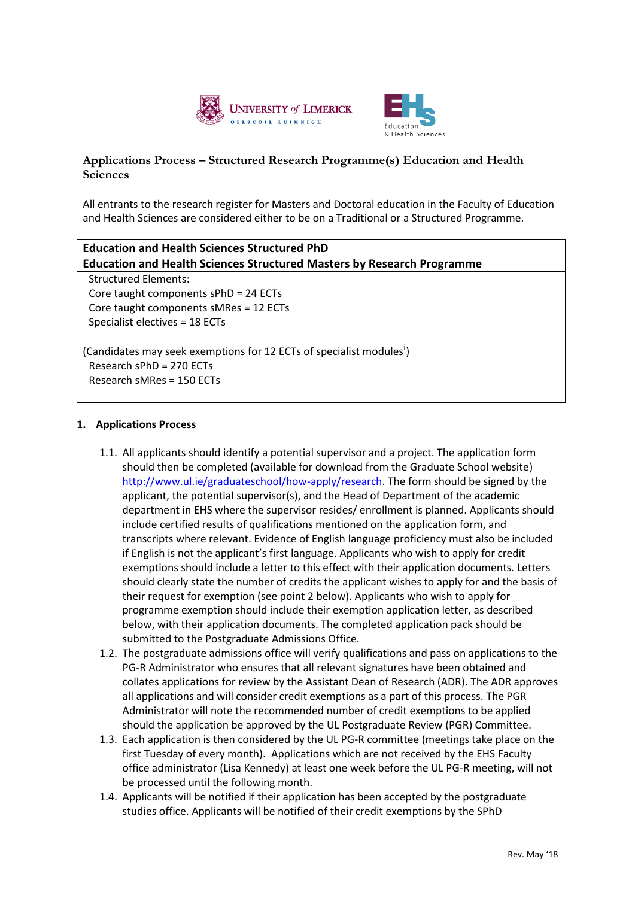# Applications Process – Structured Research Programme(s) Education and Health Sciences

All entrants to the research register for Masters and Doctoral education in the Faculty of Education and Health Sciences are considered either to be on a Traditional or a Structured Programme.

| **Education and Health Sciences Structured PhD**<br>**Education and Health Sciences Structured Masters by Research Programme** |
|---|
| Structured Elements:<br>Core taught components sPhD = 24 ECTs<br>Core taught components sMRes = 12 ECTs<br>Specialist electives = 18 ECTs<br><br>(Candidates may seek exemptions for 12 ECTs of specialist modules[i])<br>Research sPhD = 270 ECTs<br>Research sMRes = 150 ECTs |

## 1. Applications Process

1.1. All applicants should identify a potential supervisor and a project. The application form should then be completed (available for download from the Graduate School website) http://www.ul.ie/graduateschool/how-apply/research. The form should be signed by the applicant, the potential supervisor(s), and the Head of Department of the academic department in EHS where the supervisor resides/ enrollment is planned. Applicants should include certified results of qualifications mentioned on the application form, and transcripts where relevant. Evidence of English language proficiency must also be included if English is not the applicant's first language. Applicants who wish to apply for credit exemptions should include a letter to this effect with their application documents. Letters should clearly state the number of credits the applicant wishes to apply for and the basis of their request for exemption (see point 2 below). Applicants who wish to apply for programme exemption should include their exemption application letter, as described below, with their application documents. The completed application pack should be submitted to the Postgraduate Admissions Office.

1.2. The postgraduate admissions office will verify qualifications and pass on applications to the PG-R Administrator who ensures that all relevant signatures have been obtained and collates applications for review by the Assistant Dean of Research (ADR). The ADR approves all applications and will consider credit exemptions as a part of this process. The PGR Administrator will note the recommended number of credit exemptions to be applied should the application be approved by the UL Postgraduate Review (PGR) Committee.

1.3. Each application is then considered by the UL PG-R committee (meetings take place on the first Tuesday of every month). Applications which are not received by the EHS Faculty office administrator (Lisa Kennedy) at least one week before the UL PG-R meeting, will not be processed until the following month.

1.4. Applicants will be notified if their application has been accepted by the postgraduate studies office. Applicants will be notified of their credit exemptions by the SPhD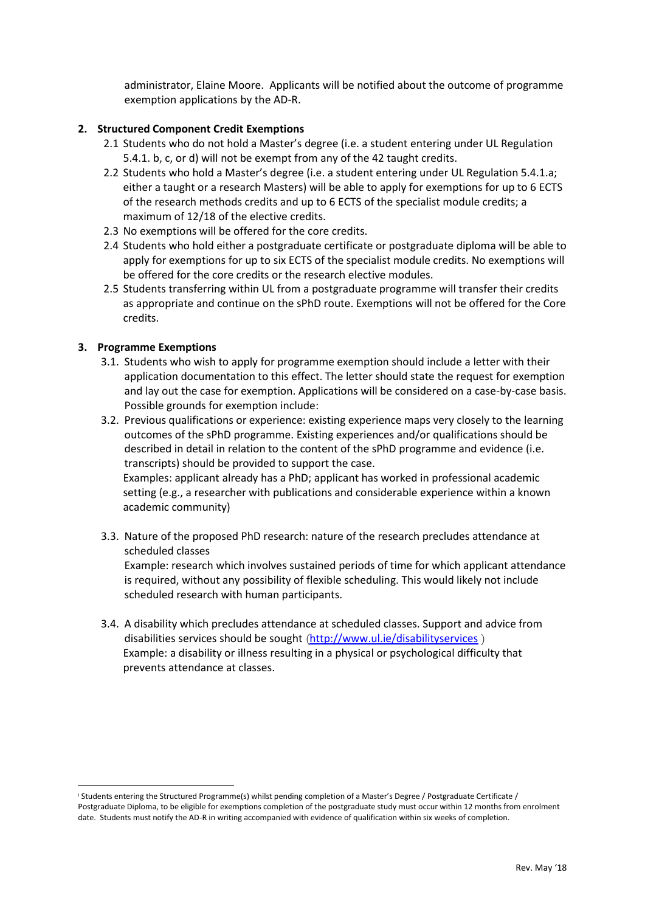administrator, Elaine Moore. Applicants will be notified about the outcome of programme exemption applications by the AD-R.

**2. Structured Component Credit Exemptions**

2.1 Students who do not hold a Master's degree (i.e. a student entering under UL Regulation 5.4.1. b, c, or d) will not be exempt from any of the 42 taught credits.

2.2 Students who hold a Master's degree (i.e. a student entering under UL Regulation 5.4.1.a; either a taught or a research Masters) will be able to apply for exemptions for up to 6 ECTS of the research methods credits and up to 6 ECTS of the specialist module credits; a maximum of 12/18 of the elective credits.

2.3 No exemptions will be offered for the core credits.

2.4 Students who hold either a postgraduate certificate or postgraduate diploma will be able to apply for exemptions for up to six ECTS of the specialist module credits. No exemptions will be offered for the core credits or the research elective modules.

2.5 Students transferring within UL from a postgraduate programme will transfer their credits as appropriate and continue on the sPhD route. Exemptions will not be offered for the Core credits.

**3. Programme Exemptions**

3.1. Students who wish to apply for programme exemption should include a letter with their application documentation to this effect. The letter should state the request for exemption and lay out the case for exemption. Applications will be considered on a case-by-case basis. Possible grounds for exemption include:

3.2. Previous qualifications or experience: existing experience maps very closely to the learning outcomes of the sPhD programme. Existing experiences and/or qualifications should be described in detail in relation to the content of the sPhD programme and evidence (i.e. transcripts) should be provided to support the case.
Examples: applicant already has a PhD; applicant has worked in professional academic setting (e.g., a researcher with publications and considerable experience within a known academic community)

3.3. Nature of the proposed PhD research: nature of the research precludes attendance at scheduled classes
Example: research which involves sustained periods of time for which applicant attendance is required, without any possibility of flexible scheduling. This would likely not include scheduled research with human participants.

3.4. A disability which precludes attendance at scheduled classes. Support and advice from disabilities services should be sought (http://www.ul.ie/disabilityservices )
Example: a disability or illness resulting in a physical or psychological difficulty that prevents attendance at classes.

---

[i] Students entering the Structured Programme(s) whilst pending completion of a Master's Degree / Postgraduate Certificate / Postgraduate Diploma, to be eligible for exemptions completion of the postgraduate study must occur within 12 months from enrolment date. Students must notify the AD-R in writing accompanied with evidence of qualification within six weeks of completion.

Rev. May '18